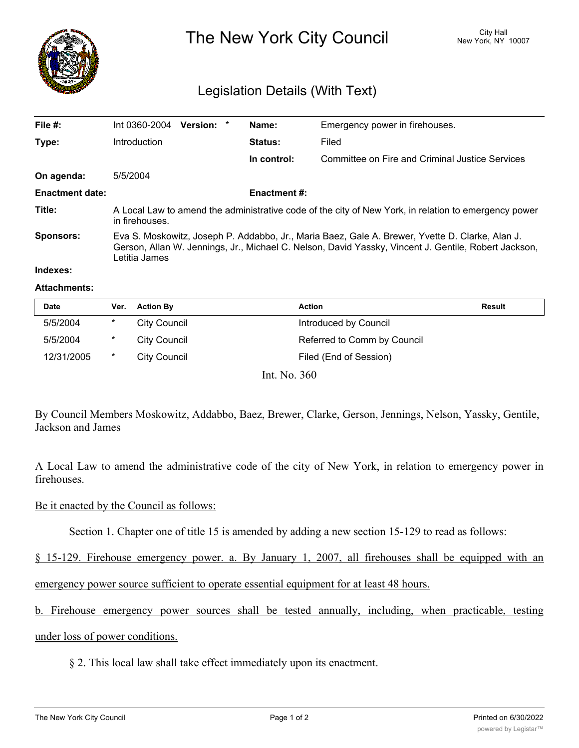# The New York City Council

City Hall
New York, NY 10007

## Legislation Details (With Text)

| | | | |
|---|---|---|---|
| **File #:** | Int 0360-2004 **Version:** * | **Name:** | Emergency power in firehouses. |
| **Type:** | Introduction | **Status:** | Filed |
| | | **In control:** | Committee on Fire and Criminal Justice Services |
| **On agenda:** | 5/5/2004 | | |
| **Enactment date:** | | **Enactment #:** | |

**Title:** A Local Law to amend the administrative code of the city of New York, in relation to emergency power in firehouses.

**Sponsors:** Eva S. Moskowitz, Joseph P. Addabbo, Jr., Maria Baez, Gale A. Brewer, Yvette D. Clarke, Alan J. Gerson, Allan W. Jennings, Jr., Michael C. Nelson, David Yassky, Vincent J. Gentile, Robert Jackson, Letitia James

**Indexes:**

**Attachments:**

| Date | Ver. | Action By | Action | Result |
|---|---|---|---|---|
| 5/5/2004 | * | City Council | Introduced by Council | |
| 5/5/2004 | * | City Council | Referred to Comm by Council | |
| 12/31/2005 | * | City Council | Filed (End of Session) | |

Int. No. 360

By Council Members Moskowitz, Addabbo, Baez, Brewer, Clarke, Gerson, Jennings, Nelson, Yassky, Gentile, Jackson and James

A Local Law to amend the administrative code of the city of New York, in relation to emergency power in firehouses.

Be it enacted by the Council as follows:

Section 1. Chapter one of title 15 is amended by adding a new section 15-129 to read as follows:

§ 15-129. Firehouse emergency power. a. By January 1, 2007, all firehouses shall be equipped with an emergency power source sufficient to operate essential equipment for at least 48 hours.

b. Firehouse emergency power sources shall be tested annually, including, when practicable, testing under loss of power conditions.

§ 2. This local law shall take effect immediately upon its enactment.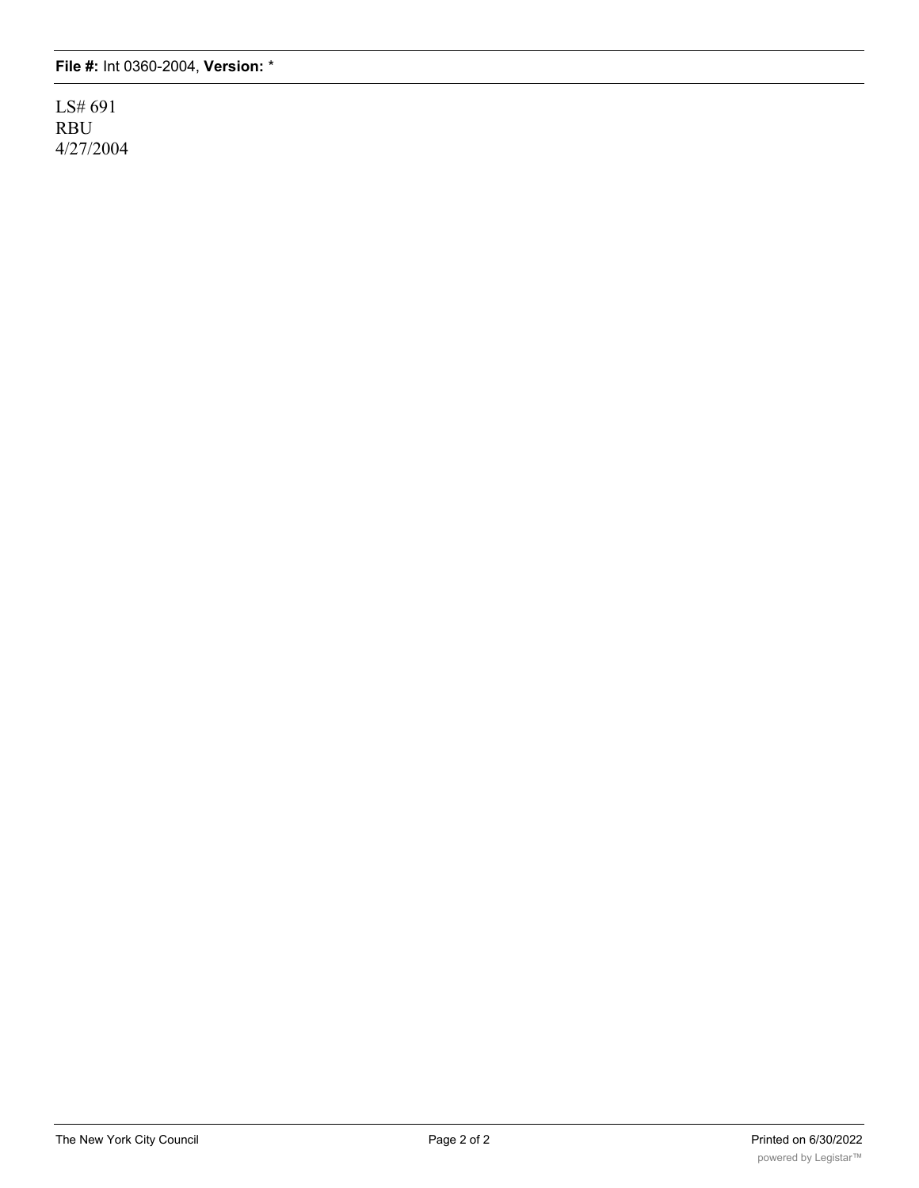LS# 691
RBU
4/27/2004